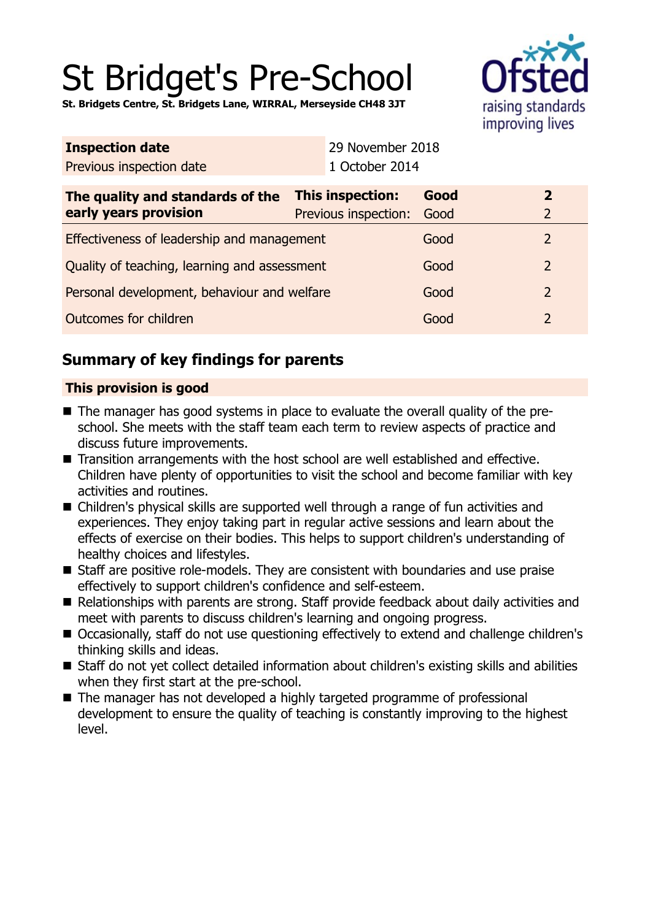# St Bridget's Pre-School

**St. Bridgets Centre, St. Bridgets Lane, WIRRAL, Merseyside CH48 3JT**

| **Inspection date** | 29 November 2018 |
| --- | --- |
| Previous inspection date | 1 October 2014 |

| **The quality and standards of the early years provision** | **This inspection:** | **Good** | **2** |
| --- | --- | --- | --- |
| | Previous inspection: | Good | 2 |
| Effectiveness of leadership and management | | Good | 2 |
| Quality of teaching, learning and assessment | | Good | 2 |
| Personal development, behaviour and welfare | | Good | 2 |
| Outcomes for children | | Good | 2 |

## Summary of key findings for parents

**This provision is good**

- The manager has good systems in place to evaluate the overall quality of the pre-school. She meets with the staff team each term to review aspects of practice and discuss future improvements.
- Transition arrangements with the host school are well established and effective. Children have plenty of opportunities to visit the school and become familiar with key activities and routines.
- Children's physical skills are supported well through a range of fun activities and experiences. They enjoy taking part in regular active sessions and learn about the effects of exercise on their bodies. This helps to support children's understanding of healthy choices and lifestyles.
- Staff are positive role-models. They are consistent with boundaries and use praise effectively to support children's confidence and self-esteem.
- Relationships with parents are strong. Staff provide feedback about daily activities and meet with parents to discuss children's learning and ongoing progress.
- Occasionally, staff do not use questioning effectively to extend and challenge children's thinking skills and ideas.
- Staff do not yet collect detailed information about children's existing skills and abilities when they first start at the pre-school.
- The manager has not developed a highly targeted programme of professional development to ensure the quality of teaching is constantly improving to the highest level.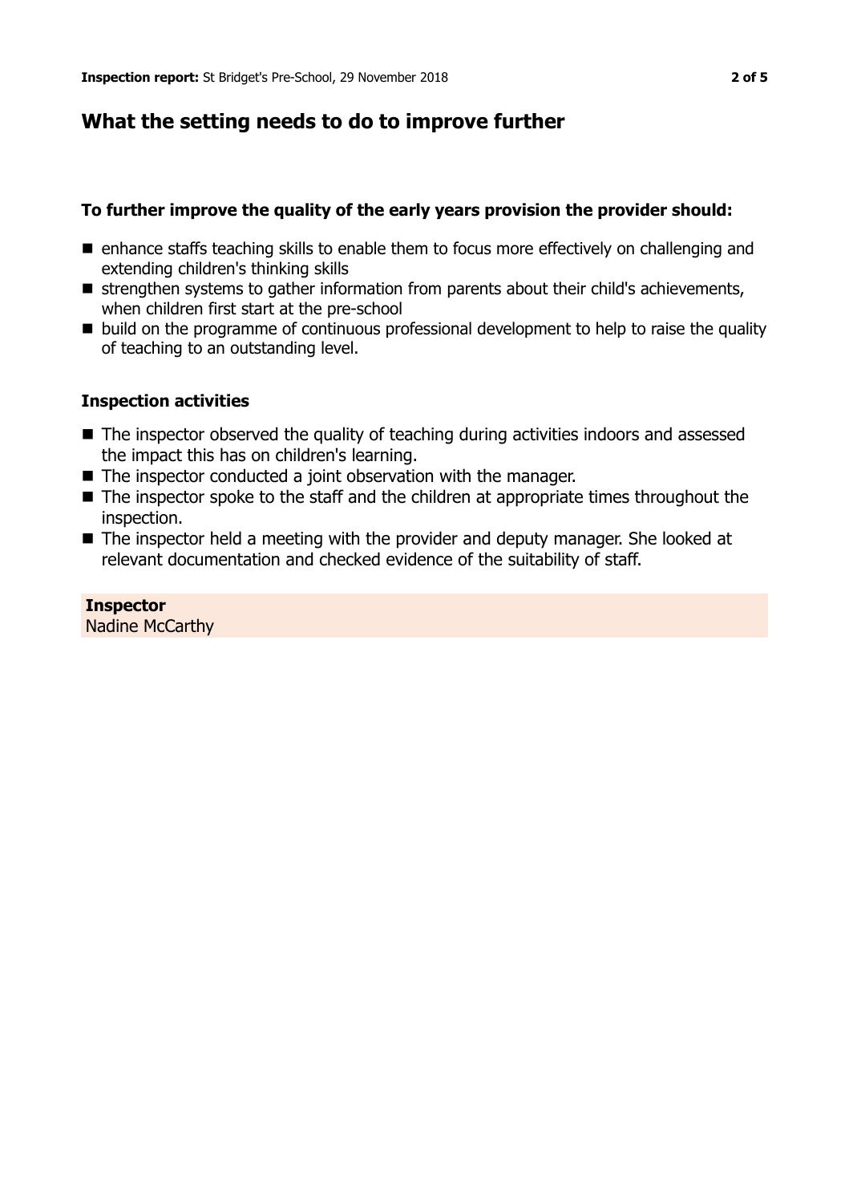## What the setting needs to do to improve further

**To further improve the quality of the early years provision the provider should:**

- enhance staffs teaching skills to enable them to focus more effectively on challenging and extending children's thinking skills
- strengthen systems to gather information from parents about their child's achievements, when children first start at the pre-school
- build on the programme of continuous professional development to help to raise the quality of teaching to an outstanding level.

### Inspection activities

- The inspector observed the quality of teaching during activities indoors and assessed the impact this has on children's learning.
- The inspector conducted a joint observation with the manager.
- The inspector spoke to the staff and the children at appropriate times throughout the inspection.
- The inspector held a meeting with the provider and deputy manager. She looked at relevant documentation and checked evidence of the suitability of staff.

**Inspector**
Nadine McCarthy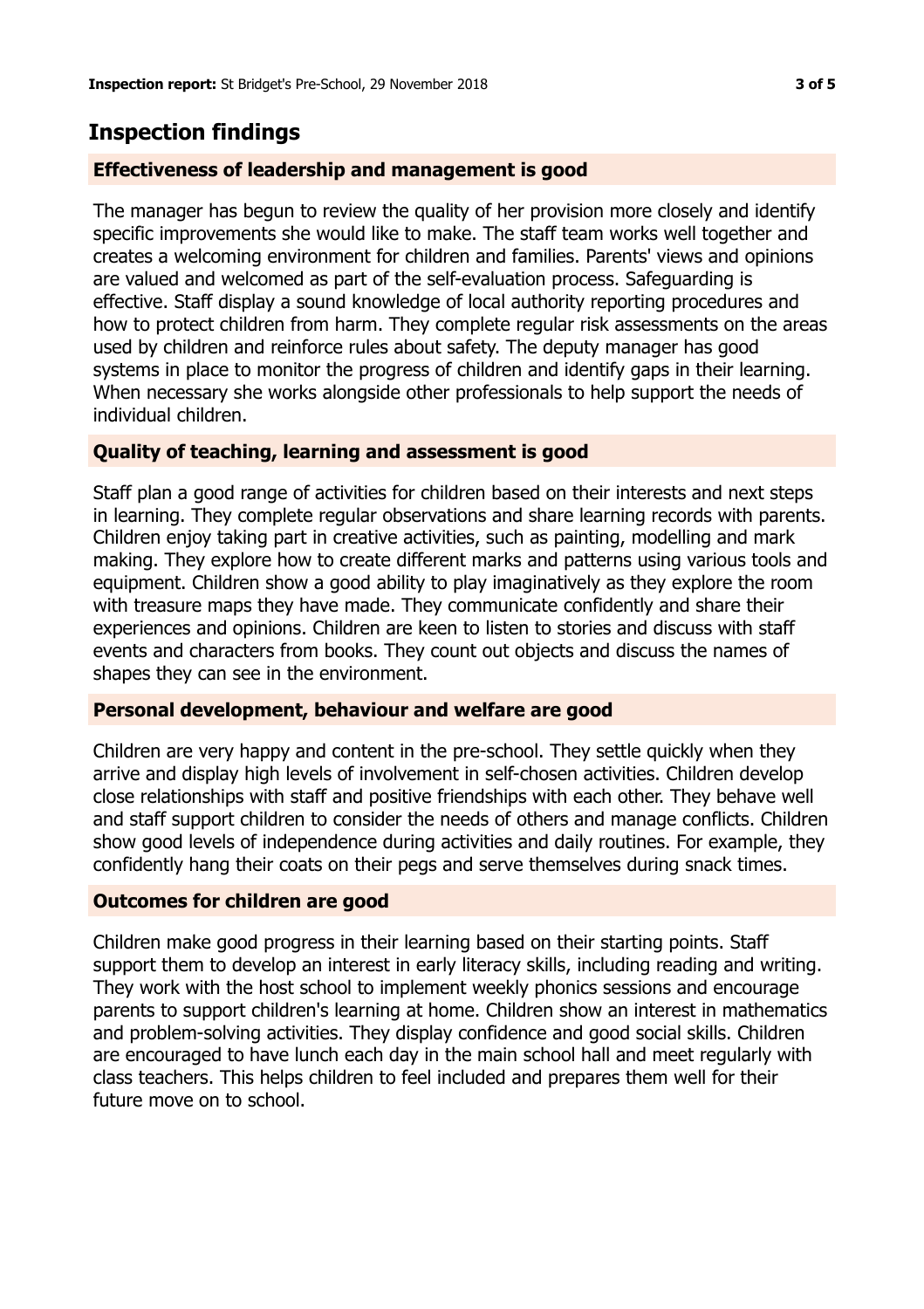## Inspection findings

### Effectiveness of leadership and management is good

The manager has begun to review the quality of her provision more closely and identify specific improvements she would like to make. The staff team works well together and creates a welcoming environment for children and families. Parents' views and opinions are valued and welcomed as part of the self-evaluation process. Safeguarding is effective. Staff display a sound knowledge of local authority reporting procedures and how to protect children from harm. They complete regular risk assessments on the areas used by children and reinforce rules about safety. The deputy manager has good systems in place to monitor the progress of children and identify gaps in their learning. When necessary she works alongside other professionals to help support the needs of individual children.

### Quality of teaching, learning and assessment is good

Staff plan a good range of activities for children based on their interests and next steps in learning. They complete regular observations and share learning records with parents. Children enjoy taking part in creative activities, such as painting, modelling and mark making. They explore how to create different marks and patterns using various tools and equipment. Children show a good ability to play imaginatively as they explore the room with treasure maps they have made. They communicate confidently and share their experiences and opinions. Children are keen to listen to stories and discuss with staff events and characters from books. They count out objects and discuss the names of shapes they can see in the environment.

### Personal development, behaviour and welfare are good

Children are very happy and content in the pre-school. They settle quickly when they arrive and display high levels of involvement in self-chosen activities. Children develop close relationships with staff and positive friendships with each other. They behave well and staff support children to consider the needs of others and manage conflicts. Children show good levels of independence during activities and daily routines. For example, they confidently hang their coats on their pegs and serve themselves during snack times.

### Outcomes for children are good

Children make good progress in their learning based on their starting points. Staff support them to develop an interest in early literacy skills, including reading and writing. They work with the host school to implement weekly phonics sessions and encourage parents to support children's learning at home. Children show an interest in mathematics and problem-solving activities. They display confidence and good social skills. Children are encouraged to have lunch each day in the main school hall and meet regularly with class teachers. This helps children to feel included and prepares them well for their future move on to school.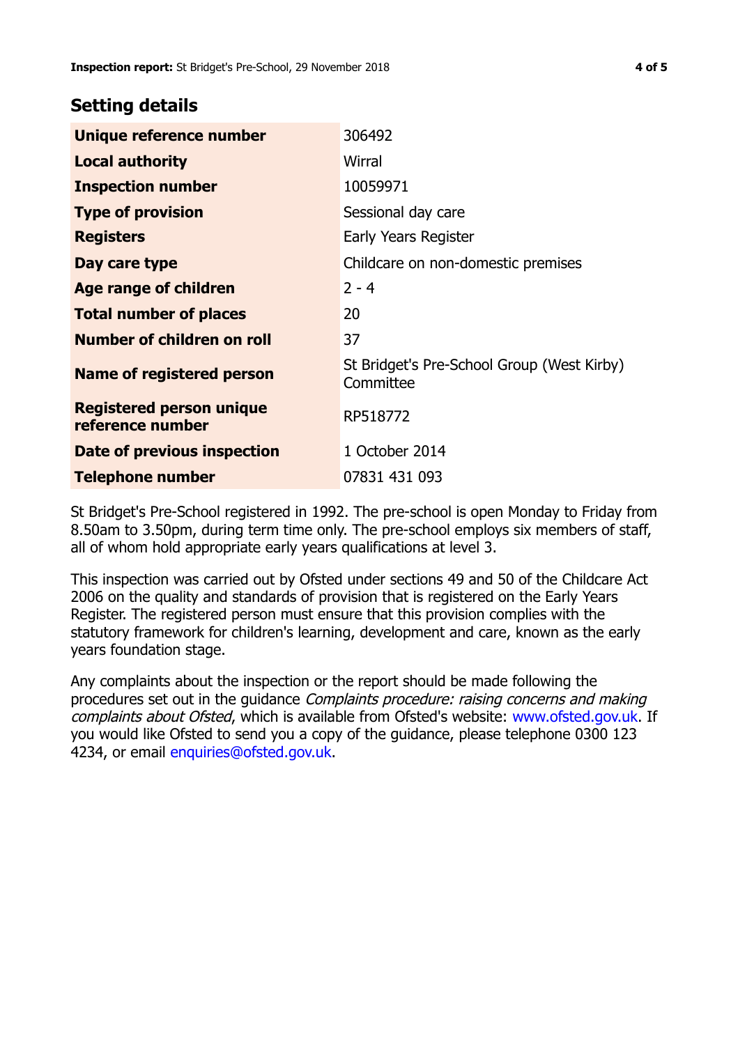## Setting details

| | |
|---|---|
| **Unique reference number** | 306492 |
| **Local authority** | Wirral |
| **Inspection number** | 10059971 |
| **Type of provision** | Sessional day care |
| **Registers** | Early Years Register |
| **Day care type** | Childcare on non-domestic premises |
| **Age range of children** | 2 - 4 |
| **Total number of places** | 20 |
| **Number of children on roll** | 37 |
| **Name of registered person** | St Bridget's Pre-School Group (West Kirby) Committee |
| **Registered person unique reference number** | RP518772 |
| **Date of previous inspection** | 1 October 2014 |
| **Telephone number** | 07831 431 093 |

St Bridget's Pre-School registered in 1992. The pre-school is open Monday to Friday from 8.50am to 3.50pm, during term time only. The pre-school employs six members of staff, all of whom hold appropriate early years qualifications at level 3.

This inspection was carried out by Ofsted under sections 49 and 50 of the Childcare Act 2006 on the quality and standards of provision that is registered on the Early Years Register. The registered person must ensure that this provision complies with the statutory framework for children's learning, development and care, known as the early years foundation stage.

Any complaints about the inspection or the report should be made following the procedures set out in the guidance *Complaints procedure: raising concerns and making complaints about Ofsted*, which is available from Ofsted's website: www.ofsted.gov.uk. If you would like Ofsted to send you a copy of the guidance, please telephone 0300 123 4234, or email enquiries@ofsted.gov.uk.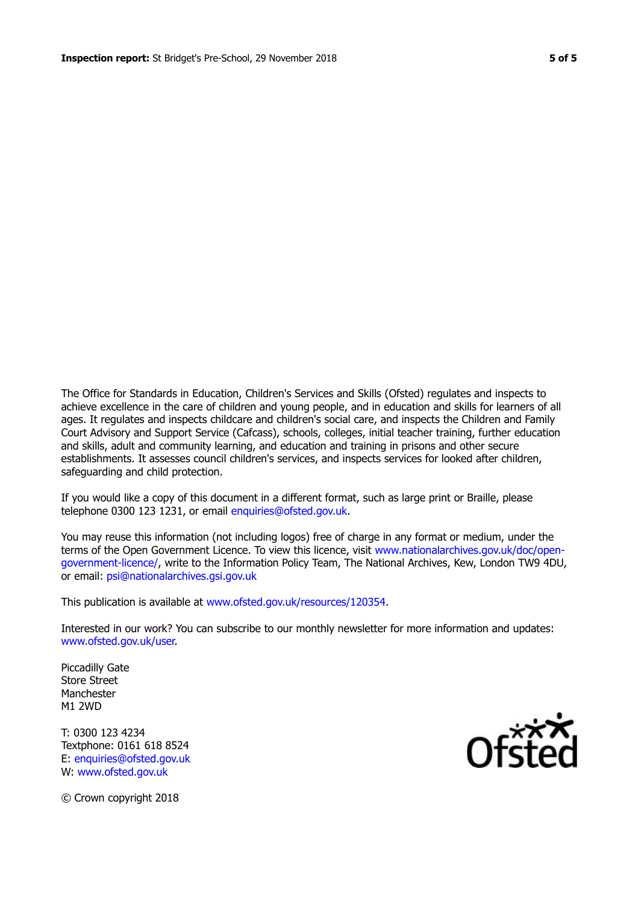The Office for Standards in Education, Children's Services and Skills (Ofsted) regulates and inspects to achieve excellence in the care of children and young people, and in education and skills for learners of all ages. It regulates and inspects childcare and children's social care, and inspects the Children and Family Court Advisory and Support Service (Cafcass), schools, colleges, initial teacher training, further education and skills, adult and community learning, and education and training in prisons and other secure establishments. It assesses council children's services, and inspects services for looked after children, safeguarding and child protection.

If you would like a copy of this document in a different format, such as large print or Braille, please telephone 0300 123 1231, or email enquiries@ofsted.gov.uk.

You may reuse this information (not including logos) free of charge in any format or medium, under the terms of the Open Government Licence. To view this licence, visit www.nationalarchives.gov.uk/doc/open-government-licence/, write to the Information Policy Team, The National Archives, Kew, London TW9 4DU, or email: psi@nationalarchives.gsi.gov.uk

This publication is available at www.ofsted.gov.uk/resources/120354.

Interested in our work? You can subscribe to our monthly newsletter for more information and updates: www.ofsted.gov.uk/user.

Piccadilly Gate
Store Street
Manchester
M1 2WD

T: 0300 123 4234
Textphone: 0161 618 8524
E: enquiries@ofsted.gov.uk
W: www.ofsted.gov.uk

© Crown copyright 2018